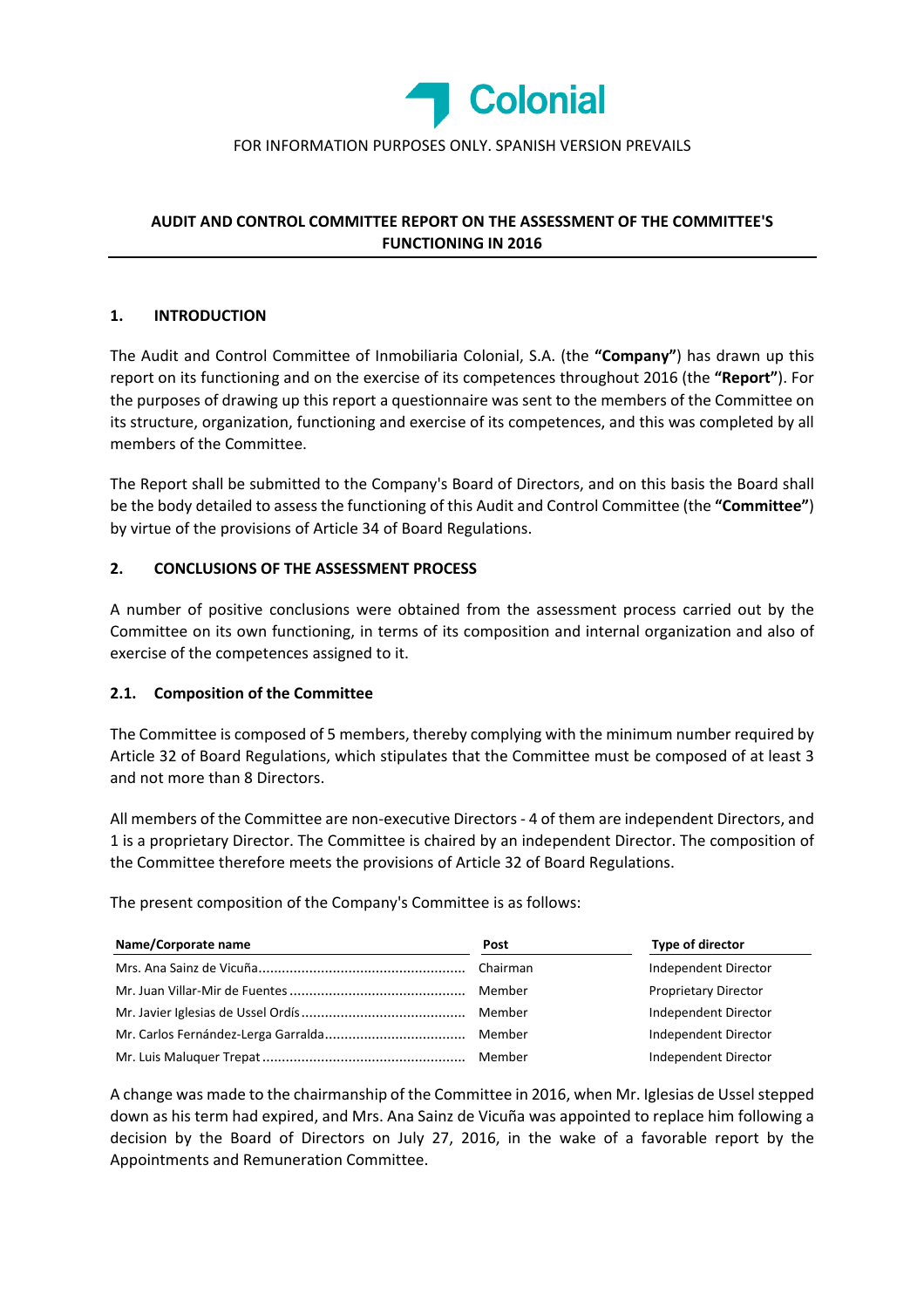Colonial

FOR INFORMATION PURPOSES ONLY. SPANISH VERSION PREVAILS

# AUDIT AND CONTROL COMMITTEE REPORT ON THE ASSESSMENT OF THE COMMITTEE'S FUNCTIONING IN 2016

## 1. INTRODUCTION

The Audit and Control Committee of Inmobiliaria Colonial, S.A. (the **"Company"**) has drawn up this report on its functioning and on the exercise of its competences throughout 2016 (the **"Report"**). For the purposes of drawing up this report a questionnaire was sent to the members of the Committee on its structure, organization, functioning and exercise of its competences, and this was completed by all members of the Committee.

The Report shall be submitted to the Company's Board of Directors, and on this basis the Board shall be the body detailed to assess the functioning of this Audit and Control Committee (the **"Committee"**) by virtue of the provisions of Article 34 of Board Regulations.

## 2. CONCLUSIONS OF THE ASSESSMENT PROCESS

A number of positive conclusions were obtained from the assessment process carried out by the Committee on its own functioning, in terms of its composition and internal organization and also of exercise of the competences assigned to it.

### 2.1. Composition of the Committee

The Committee is composed of 5 members, thereby complying with the minimum number required by Article 32 of Board Regulations, which stipulates that the Committee must be composed of at least 3 and not more than 8 Directors.

All members of the Committee are non-executive Directors - 4 of them are independent Directors, and 1 is a proprietary Director. The Committee is chaired by an independent Director. The composition of the Committee therefore meets the provisions of Article 32 of Board Regulations.

The present composition of the Company's Committee is as follows:

| Name/Corporate name | Post | Type of director |
|---|---|---|
| Mrs. Ana Sainz de Vicuña | Chairman | Independent Director |
| Mr. Juan Villar-Mir de Fuentes | Member | Proprietary Director |
| Mr. Javier Iglesias de Ussel Ordís | Member | Independent Director |
| Mr. Carlos Fernández-Lerga Garralda | Member | Independent Director |
| Mr. Luis Maluquer Trepat | Member | Independent Director |

A change was made to the chairmanship of the Committee in 2016, when Mr. Iglesias de Ussel stepped down as his term had expired, and Mrs. Ana Sainz de Vicuña was appointed to replace him following a decision by the Board of Directors on July 27, 2016, in the wake of a favorable report by the Appointments and Remuneration Committee.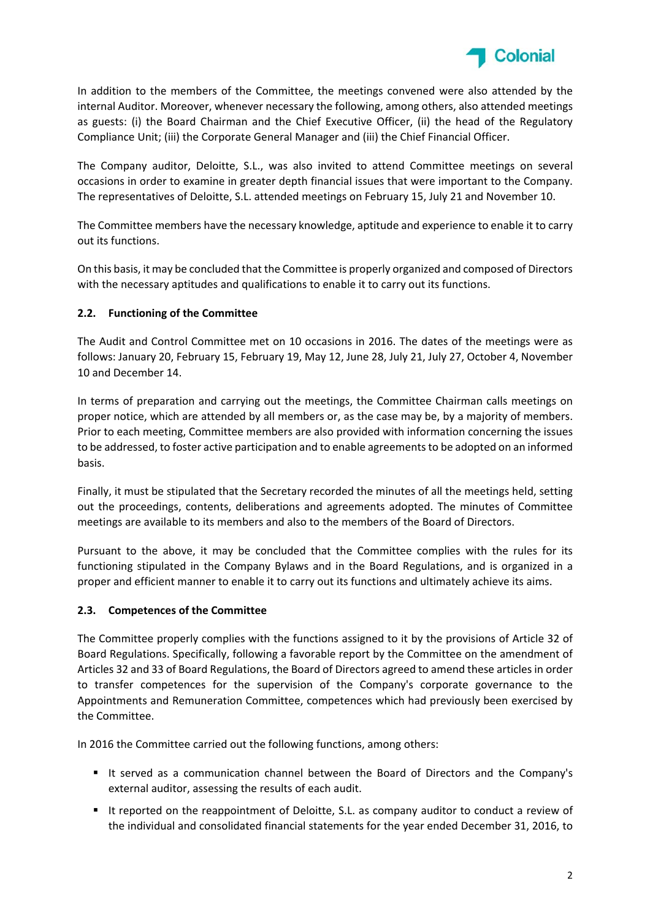In addition to the members of the Committee, the meetings convened were also attended by the internal Auditor. Moreover, whenever necessary the following, among others, also attended meetings as guests: (i) the Board Chairman and the Chief Executive Officer, (ii) the head of the Regulatory Compliance Unit; (iii) the Corporate General Manager and (iii) the Chief Financial Officer.

The Company auditor, Deloitte, S.L., was also invited to attend Committee meetings on several occasions in order to examine in greater depth financial issues that were important to the Company. The representatives of Deloitte, S.L. attended meetings on February 15, July 21 and November 10.

The Committee members have the necessary knowledge, aptitude and experience to enable it to carry out its functions.

On this basis, it may be concluded that the Committee is properly organized and composed of Directors with the necessary aptitudes and qualifications to enable it to carry out its functions.

### 2.2. Functioning of the Committee

The Audit and Control Committee met on 10 occasions in 2016. The dates of the meetings were as follows: January 20, February 15, February 19, May 12, June 28, July 21, July 27, October 4, November 10 and December 14.

In terms of preparation and carrying out the meetings, the Committee Chairman calls meetings on proper notice, which are attended by all members or, as the case may be, by a majority of members. Prior to each meeting, Committee members are also provided with information concerning the issues to be addressed, to foster active participation and to enable agreements to be adopted on an informed basis.

Finally, it must be stipulated that the Secretary recorded the minutes of all the meetings held, setting out the proceedings, contents, deliberations and agreements adopted. The minutes of Committee meetings are available to its members and also to the members of the Board of Directors.

Pursuant to the above, it may be concluded that the Committee complies with the rules for its functioning stipulated in the Company Bylaws and in the Board Regulations, and is organized in a proper and efficient manner to enable it to carry out its functions and ultimately achieve its aims.

### 2.3. Competences of the Committee

The Committee properly complies with the functions assigned to it by the provisions of Article 32 of Board Regulations. Specifically, following a favorable report by the Committee on the amendment of Articles 32 and 33 of Board Regulations, the Board of Directors agreed to amend these articles in order to transfer competences for the supervision of the Company's corporate governance to the Appointments and Remuneration Committee, competences which had previously been exercised by the Committee.

In 2016 the Committee carried out the following functions, among others:

- It served as a communication channel between the Board of Directors and the Company's external auditor, assessing the results of each audit.
- It reported on the reappointment of Deloitte, S.L. as company auditor to conduct a review of the individual and consolidated financial statements for the year ended December 31, 2016, to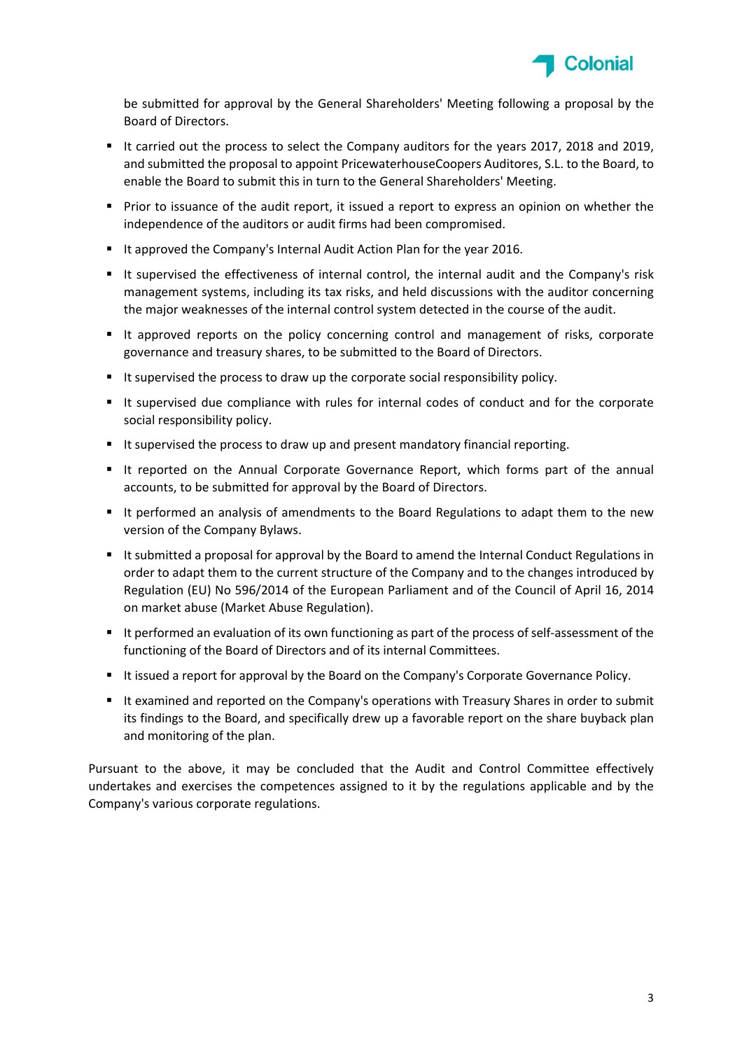be submitted for approval by the General Shareholders' Meeting following a proposal by the Board of Directors.

- It carried out the process to select the Company auditors for the years 2017, 2018 and 2019, and submitted the proposal to appoint PricewaterhouseCoopers Auditores, S.L. to the Board, to enable the Board to submit this in turn to the General Shareholders' Meeting.
- Prior to issuance of the audit report, it issued a report to express an opinion on whether the independence of the auditors or audit firms had been compromised.
- It approved the Company's Internal Audit Action Plan for the year 2016.
- It supervised the effectiveness of internal control, the internal audit and the Company's risk management systems, including its tax risks, and held discussions with the auditor concerning the major weaknesses of the internal control system detected in the course of the audit.
- It approved reports on the policy concerning control and management of risks, corporate governance and treasury shares, to be submitted to the Board of Directors.
- It supervised the process to draw up the corporate social responsibility policy.
- It supervised due compliance with rules for internal codes of conduct and for the corporate social responsibility policy.
- It supervised the process to draw up and present mandatory financial reporting.
- It reported on the Annual Corporate Governance Report, which forms part of the annual accounts, to be submitted for approval by the Board of Directors.
- It performed an analysis of amendments to the Board Regulations to adapt them to the new version of the Company Bylaws.
- It submitted a proposal for approval by the Board to amend the Internal Conduct Regulations in order to adapt them to the current structure of the Company and to the changes introduced by Regulation (EU) No 596/2014 of the European Parliament and of the Council of April 16, 2014 on market abuse (Market Abuse Regulation).
- It performed an evaluation of its own functioning as part of the process of self-assessment of the functioning of the Board of Directors and of its internal Committees.
- It issued a report for approval by the Board on the Company's Corporate Governance Policy.
- It examined and reported on the Company's operations with Treasury Shares in order to submit its findings to the Board, and specifically drew up a favorable report on the share buyback plan and monitoring of the plan.

Pursuant to the above, it may be concluded that the Audit and Control Committee effectively undertakes and exercises the competences assigned to it by the regulations applicable and by the Company's various corporate regulations.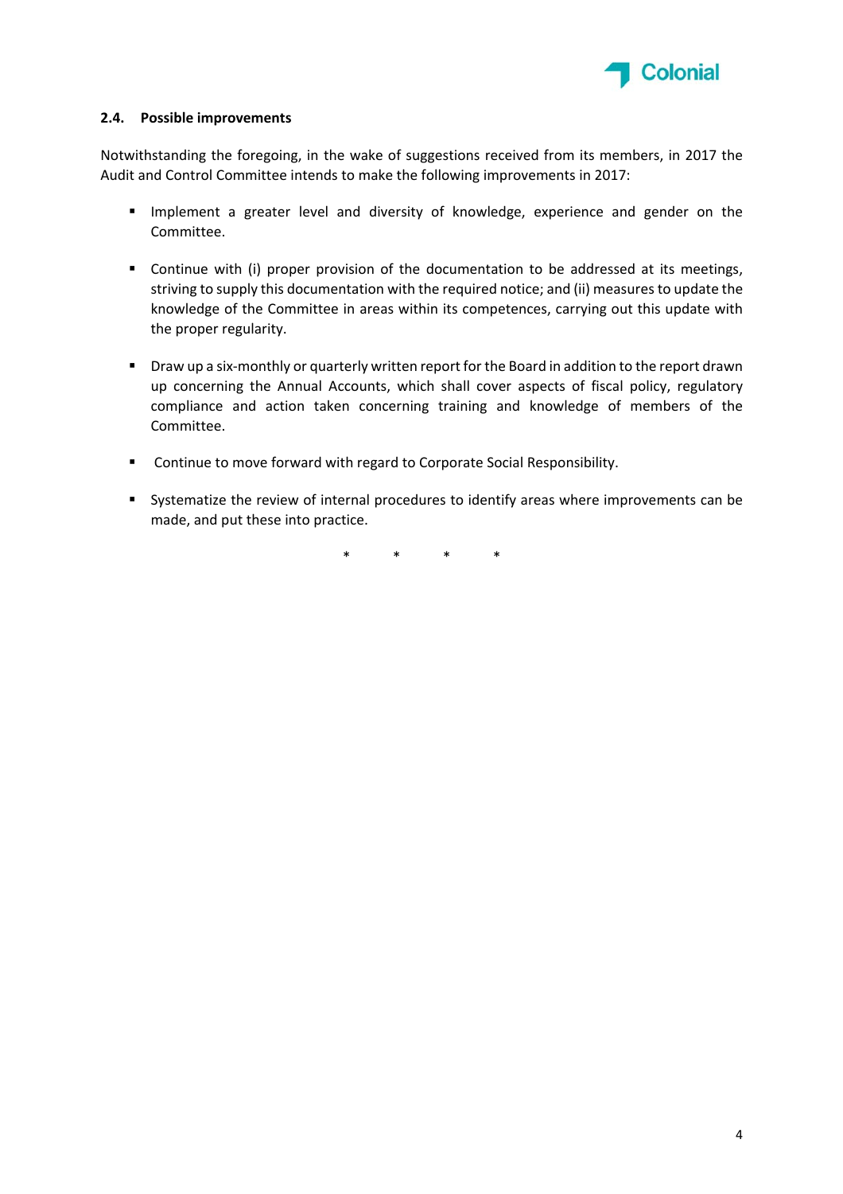### 2.4. Possible improvements

Notwithstanding the foregoing, in the wake of suggestions received from its members, in 2017 the Audit and Control Committee intends to make the following improvements in 2017:

- Implement a greater level and diversity of knowledge, experience and gender on the Committee.

- Continue with (i) proper provision of the documentation to be addressed at its meetings, striving to supply this documentation with the required notice; and (ii) measures to update the knowledge of the Committee in areas within its competences, carrying out this update with the proper regularity.

- Draw up a six-monthly or quarterly written report for the Board in addition to the report drawn up concerning the Annual Accounts, which shall cover aspects of fiscal policy, regulatory compliance and action taken concerning training and knowledge of members of the Committee.

- Continue to move forward with regard to Corporate Social Responsibility.

- Systematize the review of internal procedures to identify areas where improvements can be made, and put these into practice.

\* \* \* \*